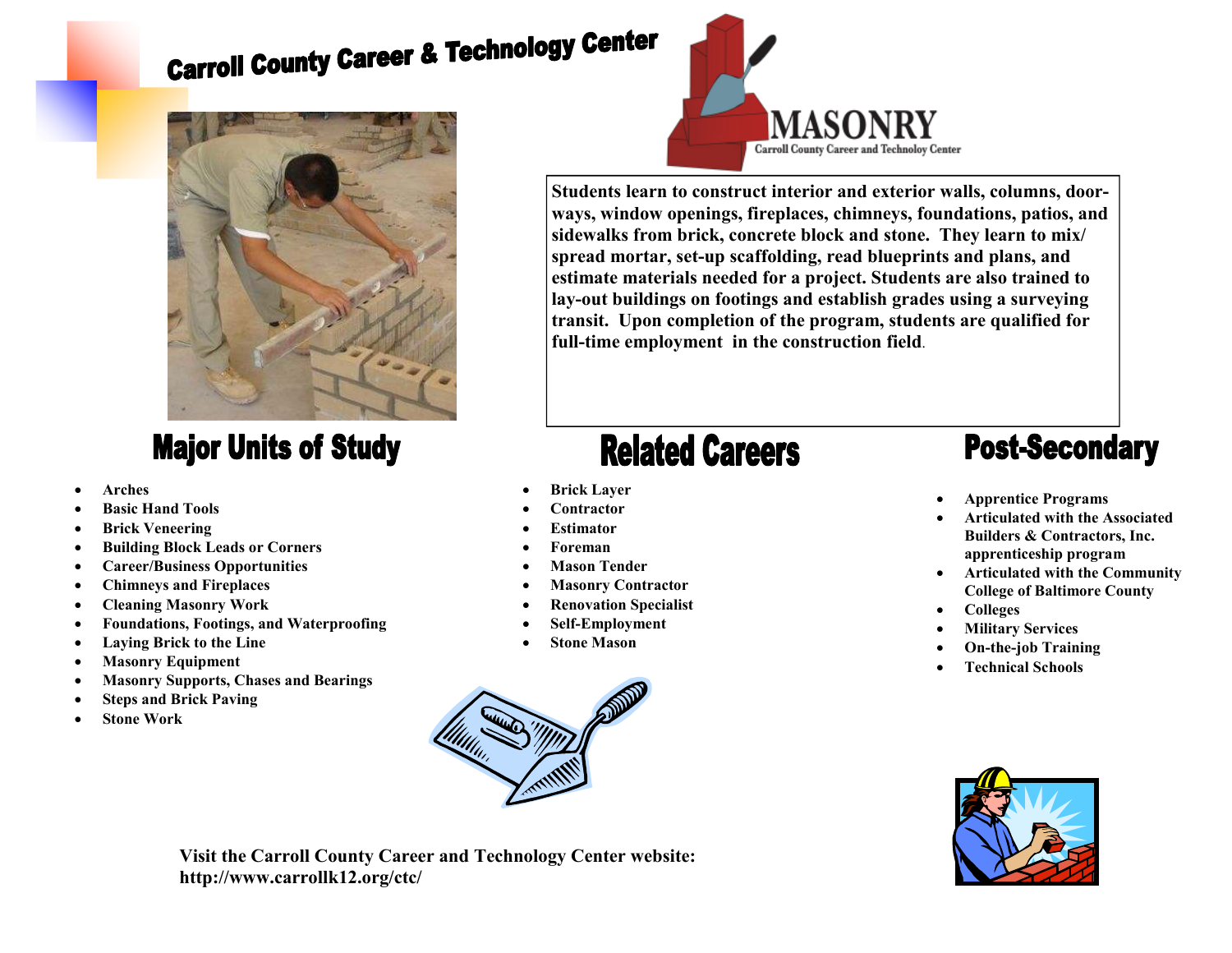# Carroll County Career & Technology Center

MASONRY
Carroll County Career and Technoloy Center

**Students learn to construct interior and exterior walls, columns, doorways, window openings, fireplaces, chimneys, foundations, patios, and sidewalks from brick, concrete block and stone. They learn to mix/spread mortar, set-up scaffolding, read blueprints and plans, and estimate materials needed for a project. Students are also trained to lay-out buildings on footings and establish grades using a surveying transit. Upon completion of the program, students are qualified for full-time employment in the construction field.**

## Major Units of Study

- **Arches**
- **Basic Hand Tools**
- **Brick Veneering**
- **Building Block Leads or Corners**
- **Career/Business Opportunities**
- **Chimneys and Fireplaces**
- **Cleaning Masonry Work**
- **Foundations, Footings, and Waterproofing**
- **Laying Brick to the Line**
- **Masonry Equipment**
- **Masonry Supports, Chases and Bearings**
- **Steps and Brick Paving**
- **Stone Work**

## Related Careers

- **Brick Layer**
- **Contractor**
- **Estimator**
- **Foreman**
- **Mason Tender**
- **Masonry Contractor**
- **Renovation Specialist**
- **Self-Employment**
- **Stone Mason**

## Post-Secondary

- **Apprentice Programs**
- **Articulated with the Associated Builders & Contractors, Inc. apprenticeship program**
- **Articulated with the Community College of Baltimore County**
- **Colleges**
- **Military Services**
- **On-the-job Training**
- **Technical Schools**

**Visit the Carroll County Career and Technology Center website: http://www.carrollk12.org/ctc/**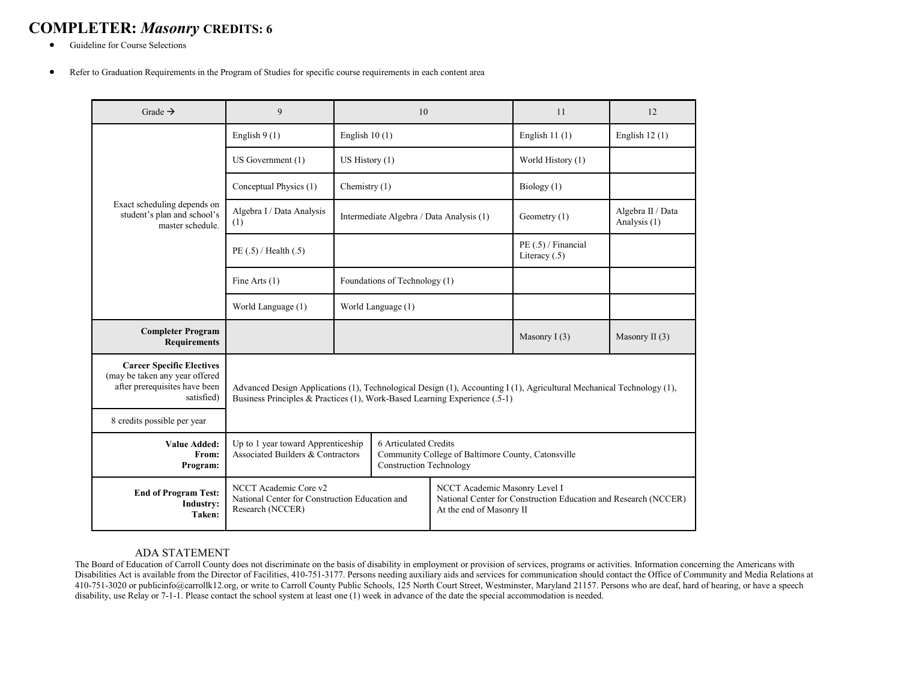# COMPLETER: *Masonry* CREDITS: 6

- Guideline for Course Selections
- Refer to Graduation Requirements in the Program of Studies for specific course requirements in each content area

| Grade → | 9 | 10 | 11 | 12 |
|---|---|---|---|---|
| Exact scheduling depends on student's plan and school's master schedule. | English 9 (1) | English 10 (1) | English 11 (1) | English 12 (1) |
| | US Government (1) | US History (1) | World History (1) | |
| | Conceptual Physics (1) | Chemistry (1) | Biology (1) | |
| | Algebra I / Data Analysis (1) | Intermediate Algebra / Data Analysis (1) | Geometry (1) | Algebra II / Data Analysis (1) |
| | PE (.5) / Health (.5) | | PE (.5) / Financial Literacy (.5) | |
| | Fine Arts (1) | Foundations of Technology (1) | | |
| | World Language (1) | World Language (1) | | |
| **Completer Program Requirements** | | | Masonry I (3) | Masonry II (3) |
| **Career Specific Electives** (may be taken any year offered after prerequisites have been satisfied)<br>8 credits possible per year | Advanced Design Applications (1), Technological Design (1), Accounting I (1), Agricultural Mechanical Technology (1), Business Principles & Practices (1), Work-Based Learning Experience (.5-1) | | | |
| **Value Added: From: Program:** | Up to 1 year toward Apprenticeship<br>Associated Builders & Contractors | 6 Articulated Credits<br>Community College of Baltimore County, Catonsville<br>Construction Technology | | |
| **End of Program Test: Industry: Taken:** | NCCT Academic Core v2<br>National Center for Construction Education and Research (NCCER) | NCCT Academic Masonry Level I<br>National Center for Construction Education and Research (NCCER)<br>At the end of Masonry II | | |

ADA STATEMENT

The Board of Education of Carroll County does not discriminate on the basis of disability in employment or provision of services, programs or activities. Information concerning the Americans with Disabilities Act is available from the Director of Facilities, 410-751-3177. Persons needing auxiliary aids and services for communication should contact the Office of Community and Media Relations at 410-751-3020 or publicinfo@carrollk12.org, or write to Carroll County Public Schools, 125 North Court Street, Westminster, Maryland 21157. Persons who are deaf, hard of hearing, or have a speech disability, use Relay or 7-1-1. Please contact the school system at least one (1) week in advance of the date the special accommodation is needed.